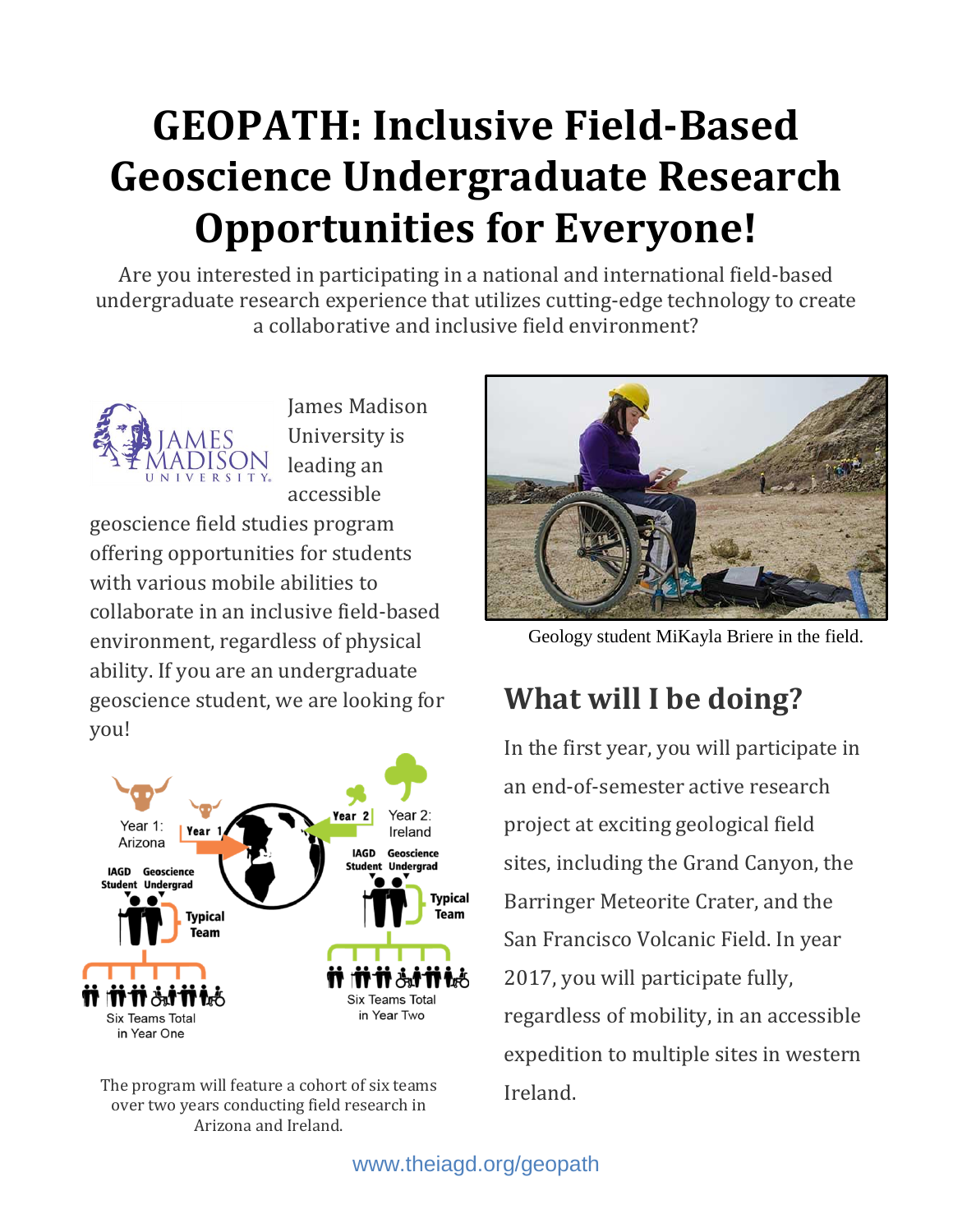# GEOPATH: Inclusive Field-Based Geoscience Undergraduate Research Opportunities for Everyone!

Are you interested in participating in a national and international field-based undergraduate research experience that utilizes cutting-edge technology to create a collaborative and inclusive field environment?

James Madison University is leading an accessible geoscience field studies program offering opportunities for students with various mobile abilities to collaborate in an inclusive field-based environment, regardless of physical ability. If you are an undergraduate geoscience student, we are looking for you!

Year 1: Arizona

Year 1

IAGD Student

Geoscience Undergrad

Typical Team

Six Teams Total in Year One

Year 2

Year 2: Ireland

IAGD Student

Geoscience Undergrad

Typical Team

Six Teams Total in Year Two

The program will feature a cohort of six teams over two years conducting field research in Arizona and Ireland.

Geology student MiKayla Briere in the field.

## What will I be doing?

In the first year, you will participate in an end-of-semester active research project at exciting geological field sites, including the Grand Canyon, the Barringer Meteorite Crater, and the San Francisco Volcanic Field. In year 2017, you will participate fully, regardless of mobility, in an accessible expedition to multiple sites in western Ireland.

www.theiagd.org/geopath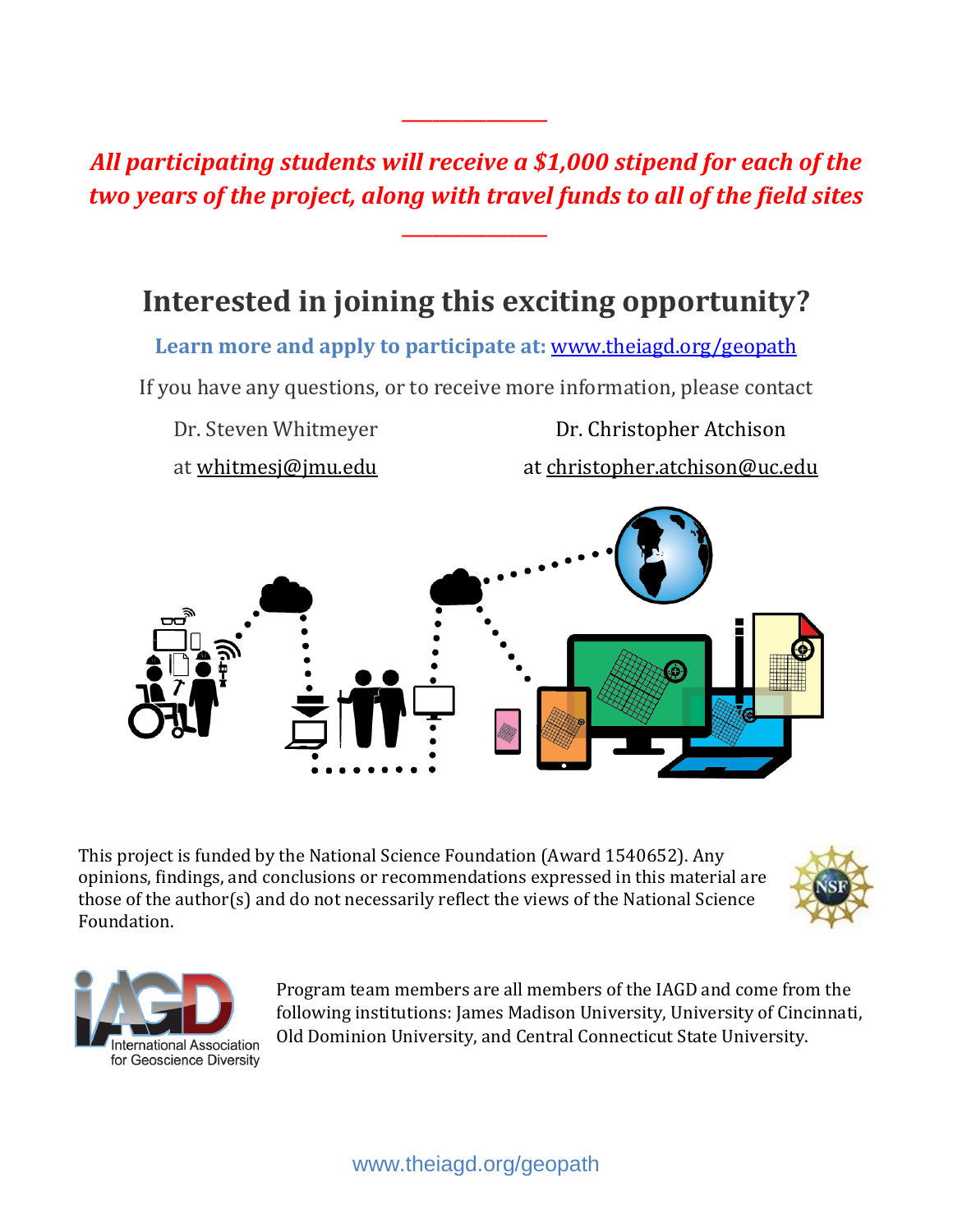---

***All participating students will receive a $1,000 stipend for each of the two years of the project, along with travel funds to all of the field sites***

---

## Interested in joining this exciting opportunity?

**Learn more and apply to participate at:** [www.theiagd.org/geopath](http://www.theiagd.org/geopath)

If you have any questions, or to receive more information, please contact

Dr. Steven Whitmeyer at whitmesj@jmu.edu

Dr. Christopher Atchison at christopher.atchison@uc.edu

This project is funded by the National Science Foundation (Award 1540652). Any opinions, findings, and conclusions or recommendations expressed in this material are those of the author(s) and do not necessarily reflect the views of the National Science Foundation.

International Association for Geoscience Diversity

Program team members are all members of the IAGD and come from the following institutions: James Madison University, University of Cincinnati, Old Dominion University, and Central Connecticut State University.

www.theiagd.org/geopath